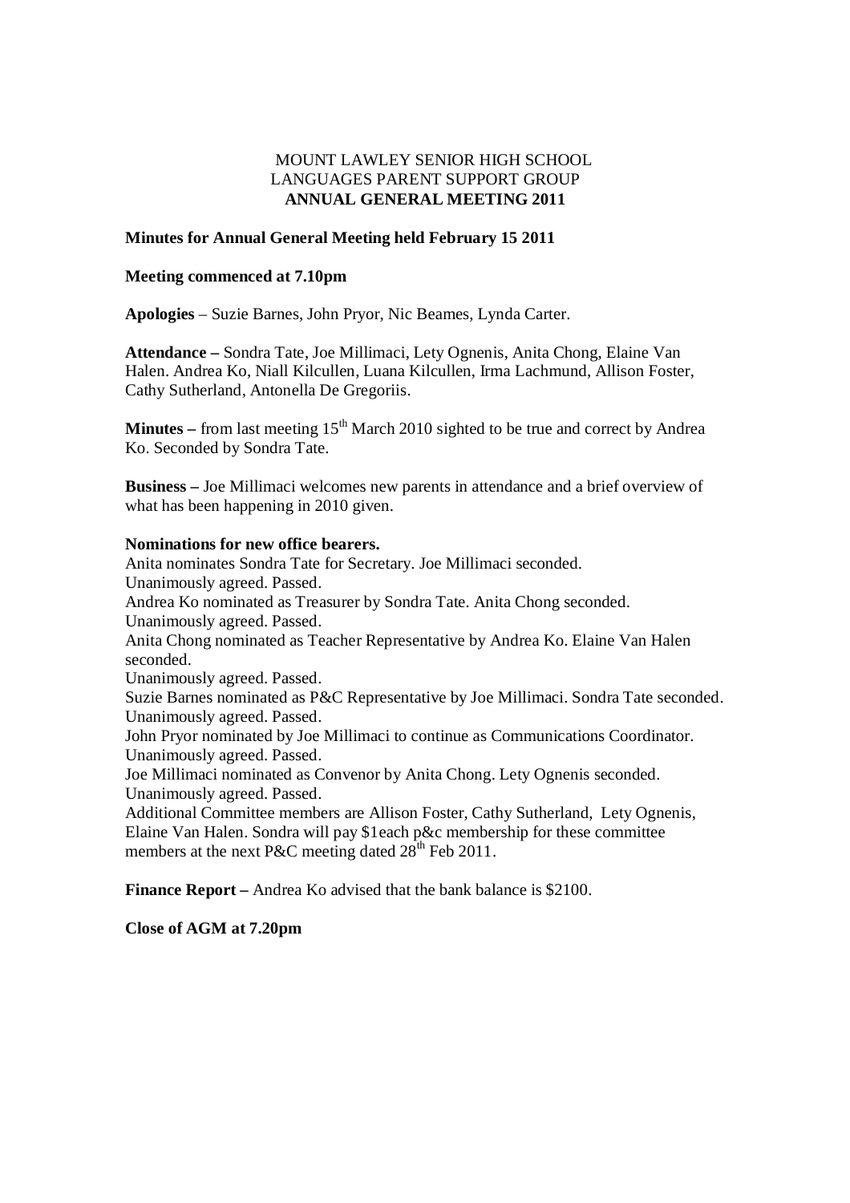# MOUNT LAWLEY SENIOR HIGH SCHOOL
## LANGUAGES PARENT SUPPORT GROUP
## **ANNUAL GENERAL MEETING 2011**

**Minutes for Annual General Meeting held February 15 2011**

**Meeting commenced at 7.10pm**

**Apologies** – Suzie Barnes, John Pryor, Nic Beames, Lynda Carter.

**Attendance –** Sondra Tate, Joe Millimaci, Lety Ognenis, Anita Chong, Elaine Van Halen. Andrea Ko, Niall Kilcullen, Luana Kilcullen, Irma Lachmund, Allison Foster, Cathy Sutherland, Antonella De Gregoriis.

**Minutes –** from last meeting 15th March 2010 sighted to be true and correct by Andrea Ko. Seconded by Sondra Tate.

**Business –** Joe Millimaci welcomes new parents in attendance and a brief overview of what has been happening in 2010 given.

**Nominations for new office bearers.**

Anita nominates Sondra Tate for Secretary. Joe Millimaci seconded.
Unanimously agreed. Passed.
Andrea Ko nominated as Treasurer by Sondra Tate. Anita Chong seconded.
Unanimously agreed. Passed.
Anita Chong nominated as Teacher Representative by Andrea Ko. Elaine Van Halen seconded.
Unanimously agreed. Passed.
Suzie Barnes nominated as P&C Representative by Joe Millimaci. Sondra Tate seconded.
Unanimously agreed. Passed.
John Pryor nominated by Joe Millimaci to continue as Communications Coordinator.
Unanimously agreed. Passed.
Joe Millimaci nominated as Convenor by Anita Chong. Lety Ognenis seconded.
Unanimously agreed. Passed.
Additional Committee members are Allison Foster, Cathy Sutherland, Lety Ognenis, Elaine Van Halen. Sondra will pay $1each p&c membership for these committee members at the next P&C meeting dated 28th Feb 2011.

**Finance Report –** Andrea Ko advised that the bank balance is $2100.

**Close of AGM at 7.20pm**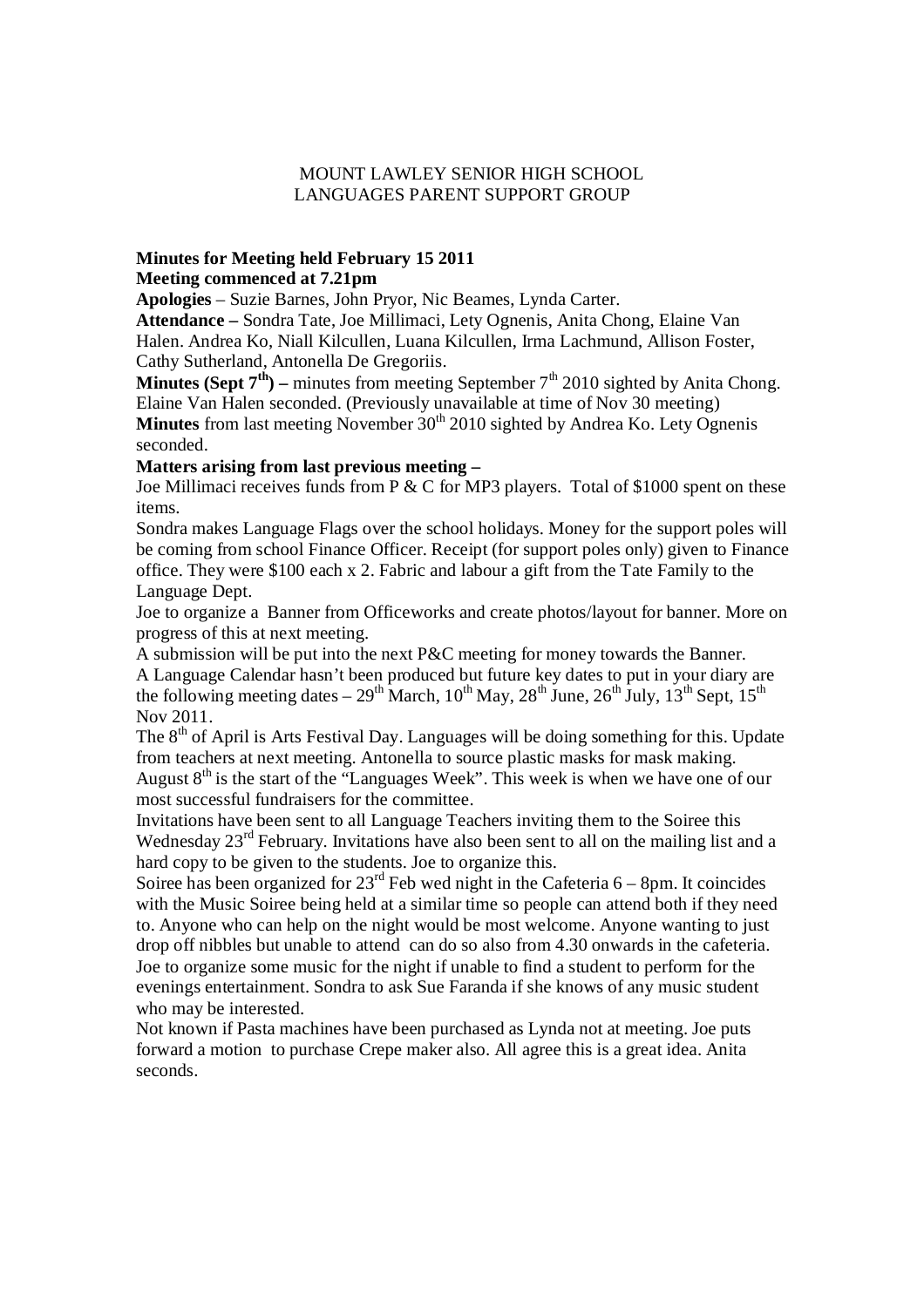MOUNT LAWLEY SENIOR HIGH SCHOOL
LANGUAGES PARENT SUPPORT GROUP

**Minutes for Meeting held February 15 2011**
**Meeting commenced at 7.21pm**

**Apologies** – Suzie Barnes, John Pryor, Nic Beames, Lynda Carter.

**Attendance –** Sondra Tate, Joe Millimaci, Lety Ognenis, Anita Chong, Elaine Van Halen. Andrea Ko, Niall Kilcullen, Luana Kilcullen, Irma Lachmund, Allison Foster, Cathy Sutherland, Antonella De Gregoriis.

**Minutes (Sept 7th) –** minutes from meeting September 7th 2010 sighted by Anita Chong. Elaine Van Halen seconded. (Previously unavailable at time of Nov 30 meeting)

**Minutes** from last meeting November 30th 2010 sighted by Andrea Ko. Lety Ognenis seconded.

**Matters arising from last previous meeting –**

Joe Millimaci receives funds from P & C for MP3 players. Total of $1000 spent on these items.

Sondra makes Language Flags over the school holidays. Money for the support poles will be coming from school Finance Officer. Receipt (for support poles only) given to Finance office. They were $100 each x 2. Fabric and labour a gift from the Tate Family to the Language Dept.

Joe to organize a Banner from Officeworks and create photos/layout for banner. More on progress of this at next meeting.

A submission will be put into the next P&C meeting for money towards the Banner.

A Language Calendar hasn't been produced but future key dates to put in your diary are the following meeting dates – 29th March, 10th May, 28th June, 26th July, 13th Sept, 15th Nov 2011.

The 8th of April is Arts Festival Day. Languages will be doing something for this. Update from teachers at next meeting. Antonella to source plastic masks for mask making.

August 8th is the start of the "Languages Week". This week is when we have one of our most successful fundraisers for the committee.

Invitations have been sent to all Language Teachers inviting them to the Soiree this Wednesday 23rd February. Invitations have also been sent to all on the mailing list and a hard copy to be given to the students. Joe to organize this.

Soiree has been organized for 23rd Feb wed night in the Cafeteria 6 – 8pm. It coincides with the Music Soiree being held at a similar time so people can attend both if they need to. Anyone who can help on the night would be most welcome. Anyone wanting to just drop off nibbles but unable to attend can do so also from 4.30 onwards in the cafeteria. Joe to organize some music for the night if unable to find a student to perform for the evenings entertainment. Sondra to ask Sue Faranda if she knows of any music student who may be interested.

Not known if Pasta machines have been purchased as Lynda not at meeting. Joe puts forward a motion to purchase Crepe maker also. All agree this is a great idea. Anita seconds.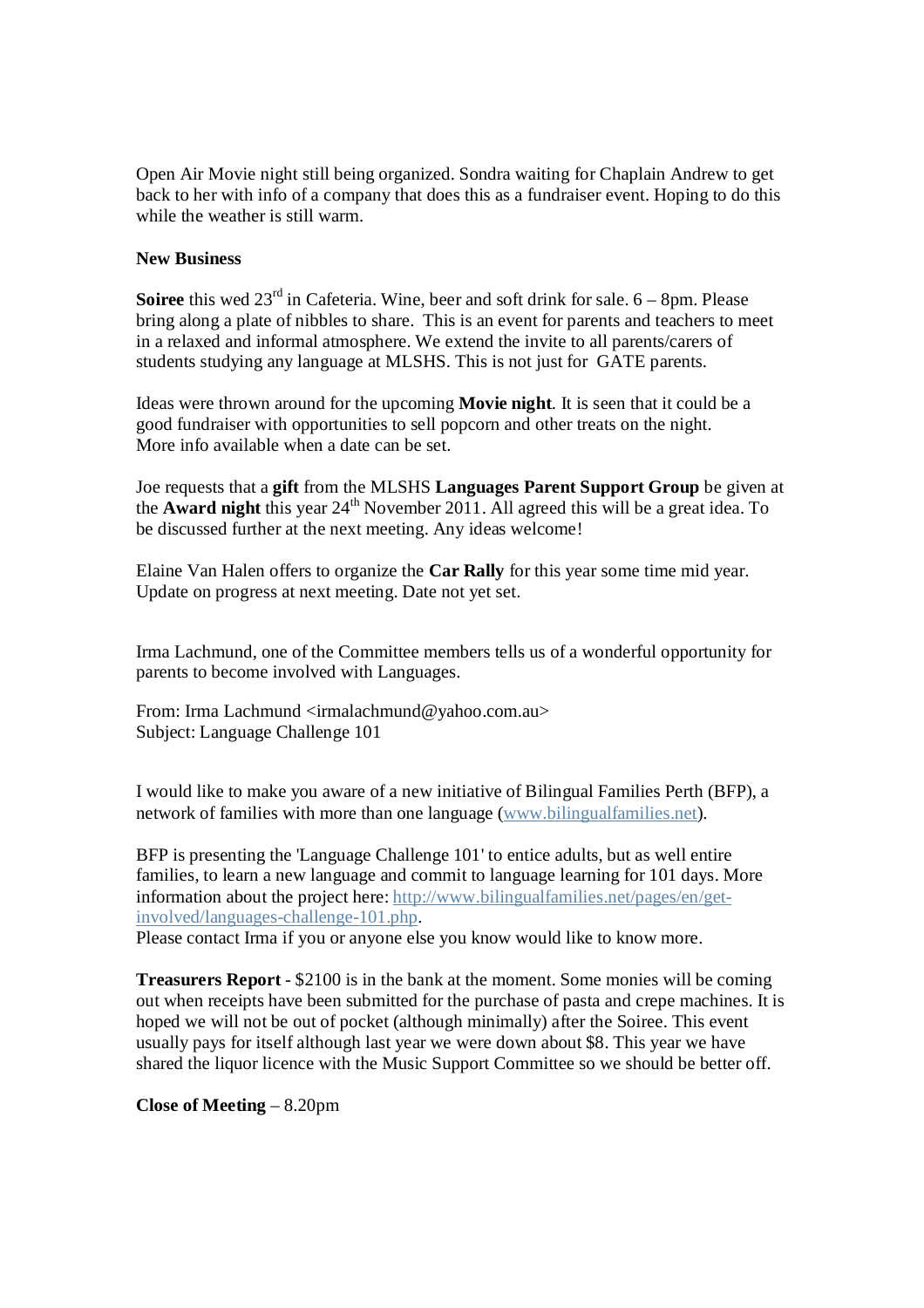Open Air Movie night still being organized. Sondra waiting for Chaplain Andrew to get back to her with info of a company that does this as a fundraiser event. Hoping to do this while the weather is still warm.

**New Business**

**Soiree** this wed 23rd in Cafeteria. Wine, beer and soft drink for sale. 6 – 8pm. Please bring along a plate of nibbles to share. This is an event for parents and teachers to meet in a relaxed and informal atmosphere. We extend the invite to all parents/carers of students studying any language at MLSHS. This is not just for GATE parents.

Ideas were thrown around for the upcoming **Movie night**. It is seen that it could be a good fundraiser with opportunities to sell popcorn and other treats on the night. More info available when a date can be set.

Joe requests that a **gift** from the MLSHS **Languages Parent Support Group** be given at the **Award night** this year 24th November 2011. All agreed this will be a great idea. To be discussed further at the next meeting. Any ideas welcome!

Elaine Van Halen offers to organize the **Car Rally** for this year some time mid year. Update on progress at next meeting. Date not yet set.

Irma Lachmund, one of the Committee members tells us of a wonderful opportunity for parents to become involved with Languages.

From: Irma Lachmund <irmalachmund@yahoo.com.au>
Subject: Language Challenge 101

I would like to make you aware of a new initiative of Bilingual Families Perth (BFP), a network of families with more than one language (www.bilingualfamilies.net).

BFP is presenting the 'Language Challenge 101' to entice adults, but as well entire families, to learn a new language and commit to language learning for 101 days. More information about the project here: http://www.bilingualfamilies.net/pages/en/get-involved/languages-challenge-101.php.
Please contact Irma if you or anyone else you know would like to know more.

**Treasurers Report** - $2100 is in the bank at the moment. Some monies will be coming out when receipts have been submitted for the purchase of pasta and crepe machines. It is hoped we will not be out of pocket (although minimally) after the Soiree. This event usually pays for itself although last year we were down about $8. This year we have shared the liquor licence with the Music Support Committee so we should be better off.

**Close of Meeting** – 8.20pm